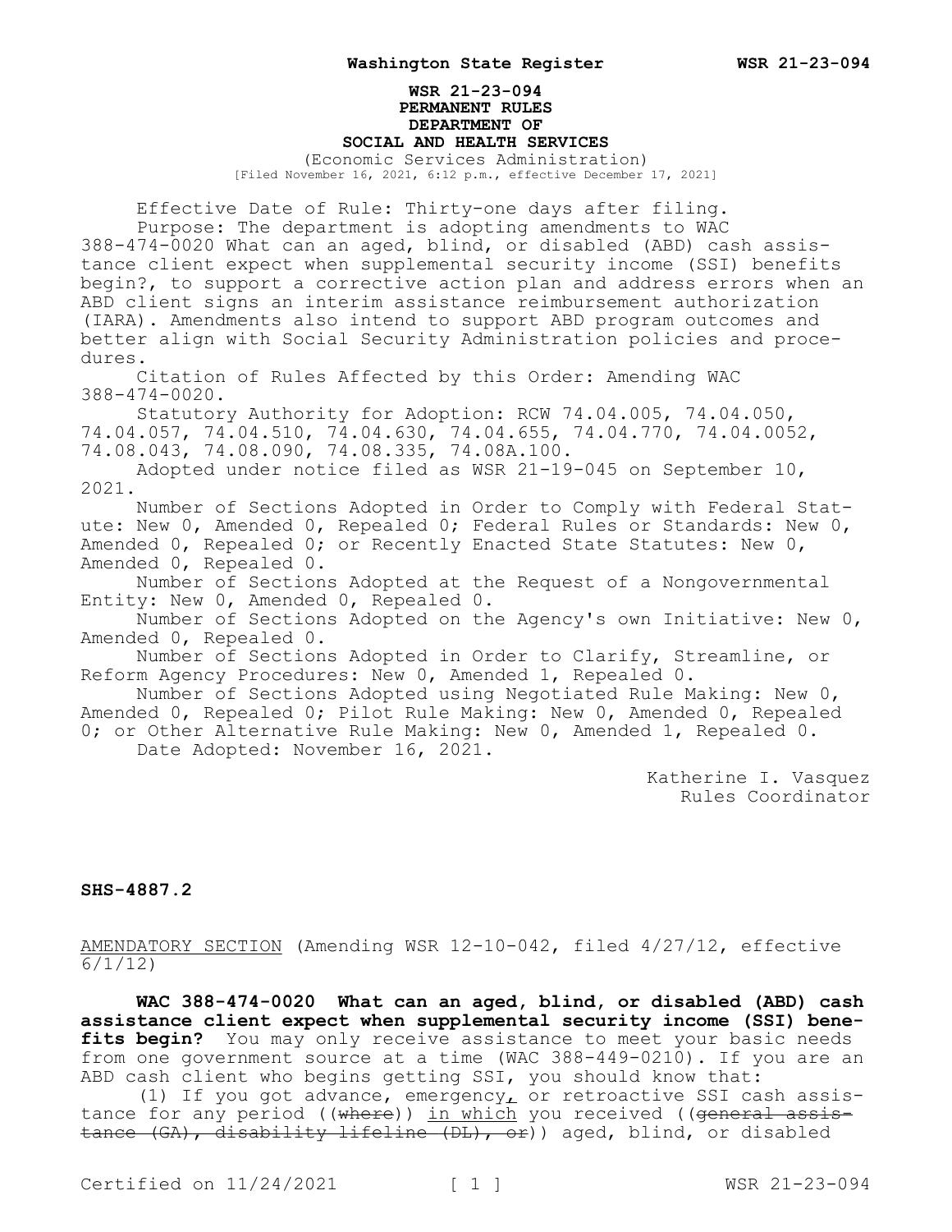**WSR 21-23-094**
**PERMANENT RULES**
**DEPARTMENT OF**
**SOCIAL AND HEALTH SERVICES**

(Economic Services Administration)
[Filed November 16, 2021, 6:12 p.m., effective December 17, 2021]

Effective Date of Rule: Thirty-one days after filing.

Purpose: The department is adopting amendments to WAC 388-474-0020 What can an aged, blind, or disabled (ABD) cash assistance client expect when supplemental security income (SSI) benefits begin?, to support a corrective action plan and address errors when an ABD client signs an interim assistance reimbursement authorization (IARA). Amendments also intend to support ABD program outcomes and better align with Social Security Administration policies and procedures.

Citation of Rules Affected by this Order: Amending WAC 388-474-0020.

Statutory Authority for Adoption: RCW 74.04.005, 74.04.050, 74.04.057, 74.04.510, 74.04.630, 74.04.655, 74.04.770, 74.04.0052, 74.08.043, 74.08.090, 74.08.335, 74.08A.100.

Adopted under notice filed as WSR 21-19-045 on September 10, 2021.

Number of Sections Adopted in Order to Comply with Federal Statute: New 0, Amended 0, Repealed 0; Federal Rules or Standards: New 0, Amended 0, Repealed 0; or Recently Enacted State Statutes: New 0, Amended 0, Repealed 0.

Number of Sections Adopted at the Request of a Nongovernmental Entity: New 0, Amended 0, Repealed 0.

Number of Sections Adopted on the Agency's own Initiative: New 0, Amended 0, Repealed 0.

Number of Sections Adopted in Order to Clarify, Streamline, or Reform Agency Procedures: New 0, Amended 1, Repealed 0.

Number of Sections Adopted using Negotiated Rule Making: New 0, Amended 0, Repealed 0; Pilot Rule Making: New 0, Amended 0, Repealed 0; or Other Alternative Rule Making: New 0, Amended 1, Repealed 0.

Date Adopted: November 16, 2021.

Katherine I. Vasquez
Rules Coordinator

**SHS-4887.2**

AMENDATORY SECTION (Amending WSR 12-10-042, filed 4/27/12, effective 6/1/12)

**WAC 388-474-0020 What can an aged, blind, or disabled (ABD) cash assistance client expect when supplemental security income (SSI) benefits begin?** You may only receive assistance to meet your basic needs from one government source at a time (WAC 388-449-0210). If you are an ABD cash client who begins getting SSI, you should know that:

(1) If you got advance, emergency, or retroactive SSI cash assistance for any period ((~~where~~)) in which you received ((~~general assistance (GA), disability lifeline (DL), or~~)) aged, blind, or disabled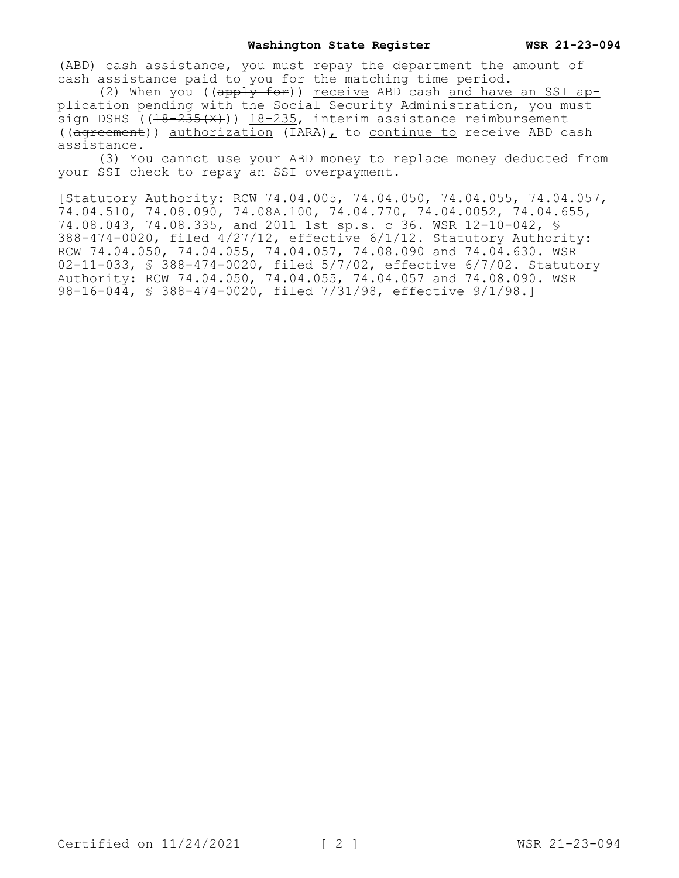(ABD) cash assistance, you must repay the department the amount of cash assistance paid to you for the matching time period.

(2) When you ((~~apply for~~)) <u>receive</u> ABD cash <u>and have an SSI application pending with the Social Security Administration,</u> you must sign DSHS ((~~18-235(X)~~)) <u>18-235</u>, interim assistance reimbursement ((~~agreement~~)) <u>authorization</u> (IARA)<u>,</u> to <u>continue to</u> receive ABD cash assistance.

(3) You cannot use your ABD money to replace money deducted from your SSI check to repay an SSI overpayment.

[Statutory Authority: RCW 74.04.005, 74.04.050, 74.04.055, 74.04.057, 74.04.510, 74.08.090, 74.08A.100, 74.04.770, 74.04.0052, 74.04.655, 74.08.043, 74.08.335, and 2011 1st sp.s. c 36. WSR 12-10-042, § 388-474-0020, filed 4/27/12, effective 6/1/12. Statutory Authority: RCW 74.04.050, 74.04.055, 74.04.057, 74.08.090 and 74.04.630. WSR 02-11-033, § 388-474-0020, filed 5/7/02, effective 6/7/02. Statutory Authority: RCW 74.04.050, 74.04.055, 74.04.057 and 74.08.090. WSR 98-16-044, § 388-474-0020, filed 7/31/98, effective 9/1/98.]